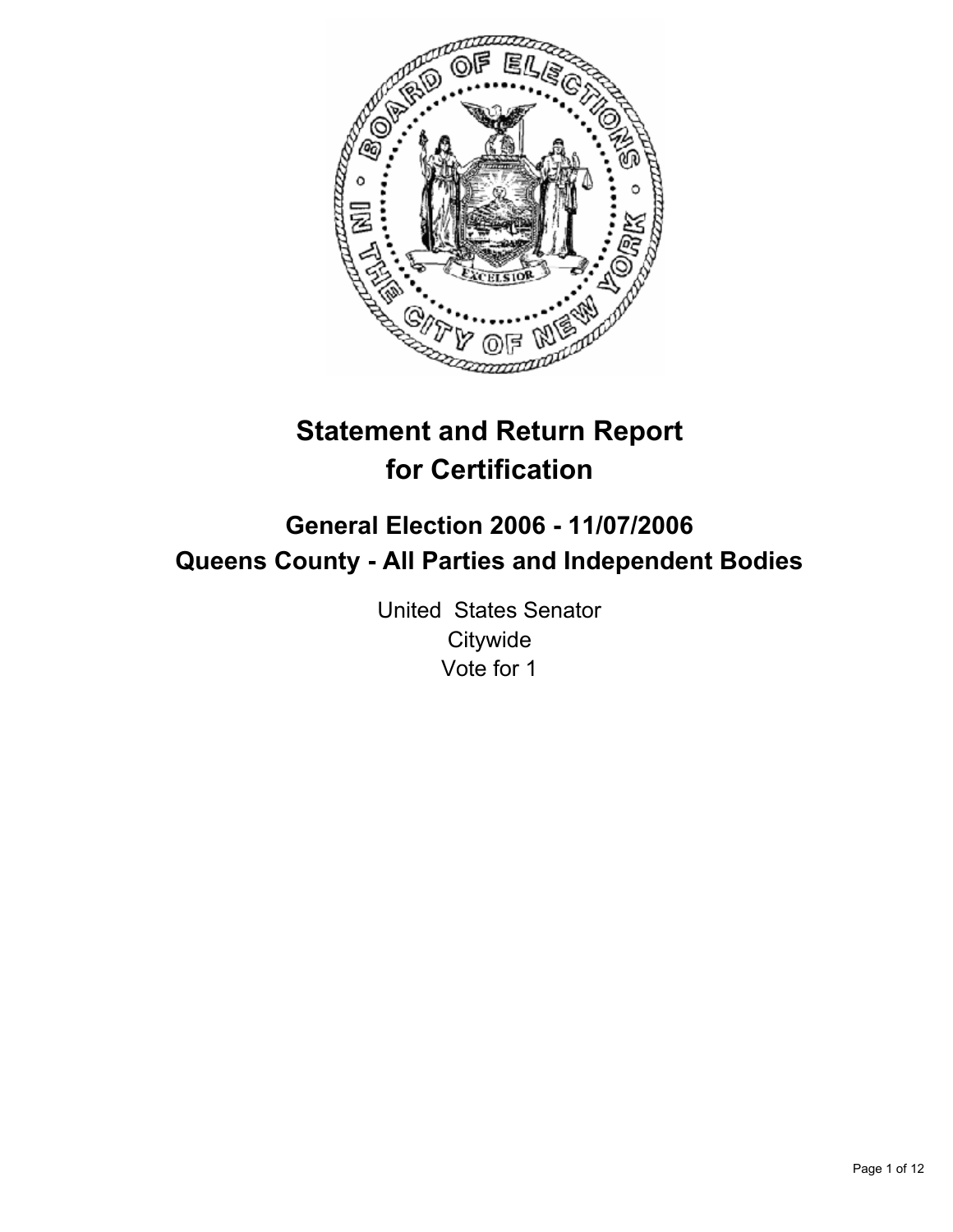# Statement and Return Report for Certification

## General Election 2006 - 11/07/2006
## Queens County - All Parties and Independent Bodies

United States Senator
Citywide
Vote for 1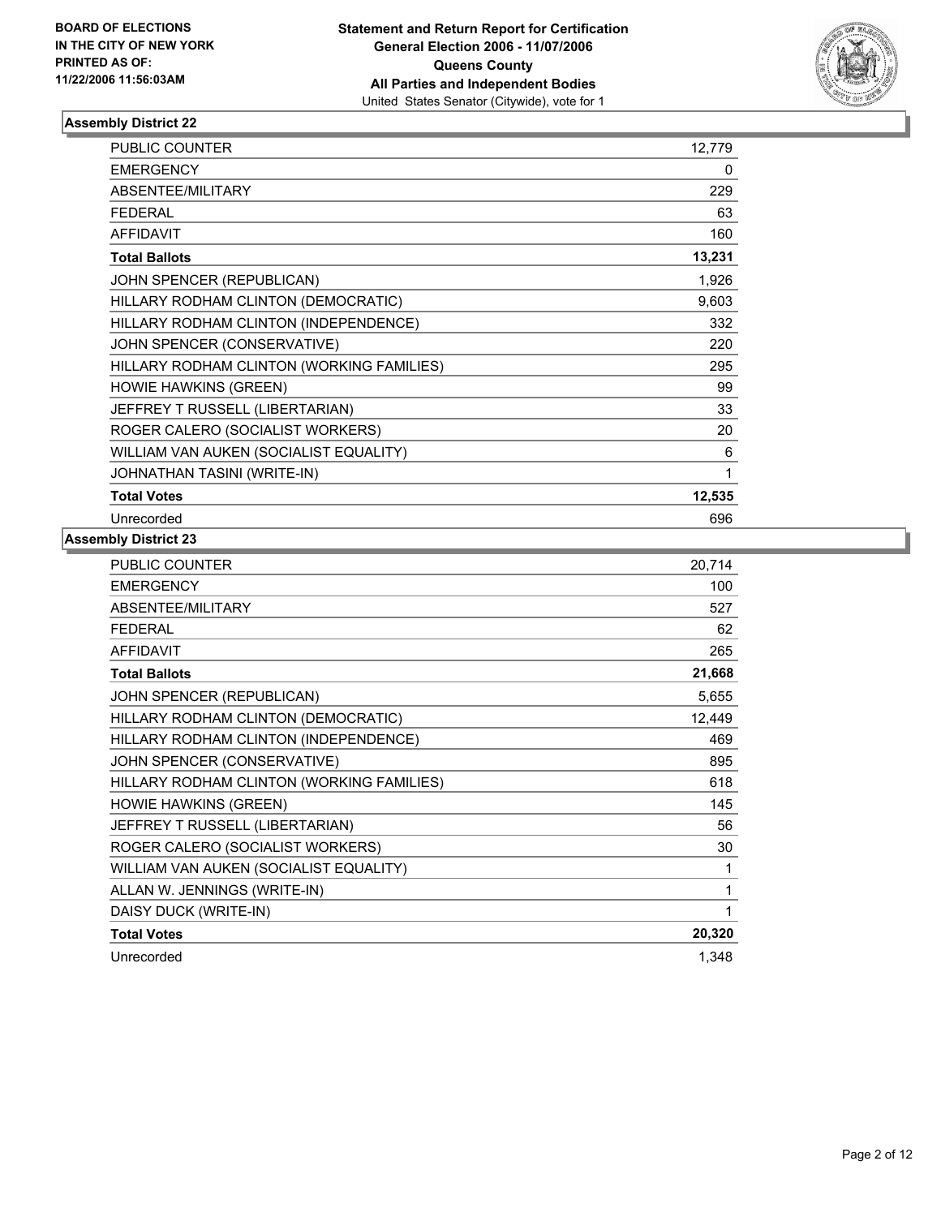**BOARD OF ELECTIONS IN THE CITY OF NEW YORK PRINTED AS OF: 11/22/2006 11:56:03AM**

**Statement and Return Report for Certification General Election 2006 - 11/07/2006 Queens County All Parties and Independent Bodies**

United States Senator (Citywide), vote for 1

### Assembly District 22

| | |
|---|---|
| PUBLIC COUNTER | 12,779 |
| EMERGENCY | 0 |
| ABSENTEE/MILITARY | 229 |
| FEDERAL | 63 |
| AFFIDAVIT | 160 |
| **Total Ballots** | **13,231** |
| JOHN SPENCER (REPUBLICAN) | 1,926 |
| HILLARY RODHAM CLINTON (DEMOCRATIC) | 9,603 |
| HILLARY RODHAM CLINTON (INDEPENDENCE) | 332 |
| JOHN SPENCER (CONSERVATIVE) | 220 |
| HILLARY RODHAM CLINTON (WORKING FAMILIES) | 295 |
| HOWIE HAWKINS (GREEN) | 99 |
| JEFFREY T RUSSELL (LIBERTARIAN) | 33 |
| ROGER CALERO (SOCIALIST WORKERS) | 20 |
| WILLIAM VAN AUKEN (SOCIALIST EQUALITY) | 6 |
| JOHNATHAN TASINI (WRITE-IN) | 1 |
| **Total Votes** | **12,535** |
| Unrecorded | 696 |

### Assembly District 23

| | |
|---|---|
| PUBLIC COUNTER | 20,714 |
| EMERGENCY | 100 |
| ABSENTEE/MILITARY | 527 |
| FEDERAL | 62 |
| AFFIDAVIT | 265 |
| **Total Ballots** | **21,668** |
| JOHN SPENCER (REPUBLICAN) | 5,655 |
| HILLARY RODHAM CLINTON (DEMOCRATIC) | 12,449 |
| HILLARY RODHAM CLINTON (INDEPENDENCE) | 469 |
| JOHN SPENCER (CONSERVATIVE) | 895 |
| HILLARY RODHAM CLINTON (WORKING FAMILIES) | 618 |
| HOWIE HAWKINS (GREEN) | 145 |
| JEFFREY T RUSSELL (LIBERTARIAN) | 56 |
| ROGER CALERO (SOCIALIST WORKERS) | 30 |
| WILLIAM VAN AUKEN (SOCIALIST EQUALITY) | 1 |
| ALLAN W. JENNINGS (WRITE-IN) | 1 |
| DAISY DUCK (WRITE-IN) | 1 |
| **Total Votes** | **20,320** |
| Unrecorded | 1,348 |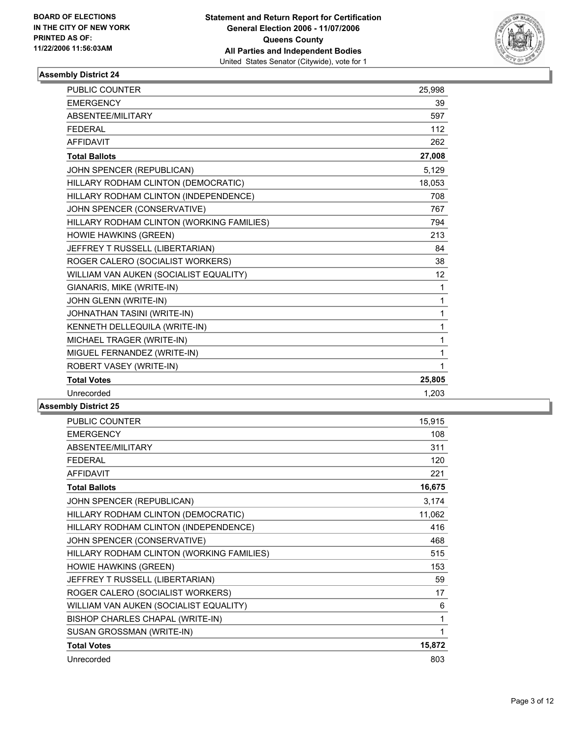BOARD OF ELECTIONS
IN THE CITY OF NEW YORK
PRINTED AS OF:
11/22/2006 11:56:03AM

# Statement and Return Report for Certification
## General Election 2006 - 11/07/2006
## Queens County
## All Parties and Independent Bodies
United States Senator (Citywide), vote for 1

### Assembly District 24

| | |
|---|---|
| PUBLIC COUNTER | 25,998 |
| EMERGENCY | 39 |
| ABSENTEE/MILITARY | 597 |
| FEDERAL | 112 |
| AFFIDAVIT | 262 |
| **Total Ballots** | **27,008** |
| JOHN SPENCER (REPUBLICAN) | 5,129 |
| HILLARY RODHAM CLINTON (DEMOCRATIC) | 18,053 |
| HILLARY RODHAM CLINTON (INDEPENDENCE) | 708 |
| JOHN SPENCER (CONSERVATIVE) | 767 |
| HILLARY RODHAM CLINTON (WORKING FAMILIES) | 794 |
| HOWIE HAWKINS (GREEN) | 213 |
| JEFFREY T RUSSELL (LIBERTARIAN) | 84 |
| ROGER CALERO (SOCIALIST WORKERS) | 38 |
| WILLIAM VAN AUKEN (SOCIALIST EQUALITY) | 12 |
| GIANARIS, MIKE (WRITE-IN) | 1 |
| JOHN GLENN (WRITE-IN) | 1 |
| JOHNATHAN TASINI (WRITE-IN) | 1 |
| KENNETH DELLEQUILA (WRITE-IN) | 1 |
| MICHAEL TRAGER (WRITE-IN) | 1 |
| MIGUEL FERNANDEZ (WRITE-IN) | 1 |
| ROBERT VASEY (WRITE-IN) | 1 |
| **Total Votes** | **25,805** |
| Unrecorded | 1,203 |

### Assembly District 25

| | |
|---|---|
| PUBLIC COUNTER | 15,915 |
| EMERGENCY | 108 |
| ABSENTEE/MILITARY | 311 |
| FEDERAL | 120 |
| AFFIDAVIT | 221 |
| **Total Ballots** | **16,675** |
| JOHN SPENCER (REPUBLICAN) | 3,174 |
| HILLARY RODHAM CLINTON (DEMOCRATIC) | 11,062 |
| HILLARY RODHAM CLINTON (INDEPENDENCE) | 416 |
| JOHN SPENCER (CONSERVATIVE) | 468 |
| HILLARY RODHAM CLINTON (WORKING FAMILIES) | 515 |
| HOWIE HAWKINS (GREEN) | 153 |
| JEFFREY T RUSSELL (LIBERTARIAN) | 59 |
| ROGER CALERO (SOCIALIST WORKERS) | 17 |
| WILLIAM VAN AUKEN (SOCIALIST EQUALITY) | 6 |
| BISHOP CHARLES CHAPAL (WRITE-IN) | 1 |
| SUSAN GROSSMAN (WRITE-IN) | 1 |
| **Total Votes** | **15,872** |
| Unrecorded | 803 |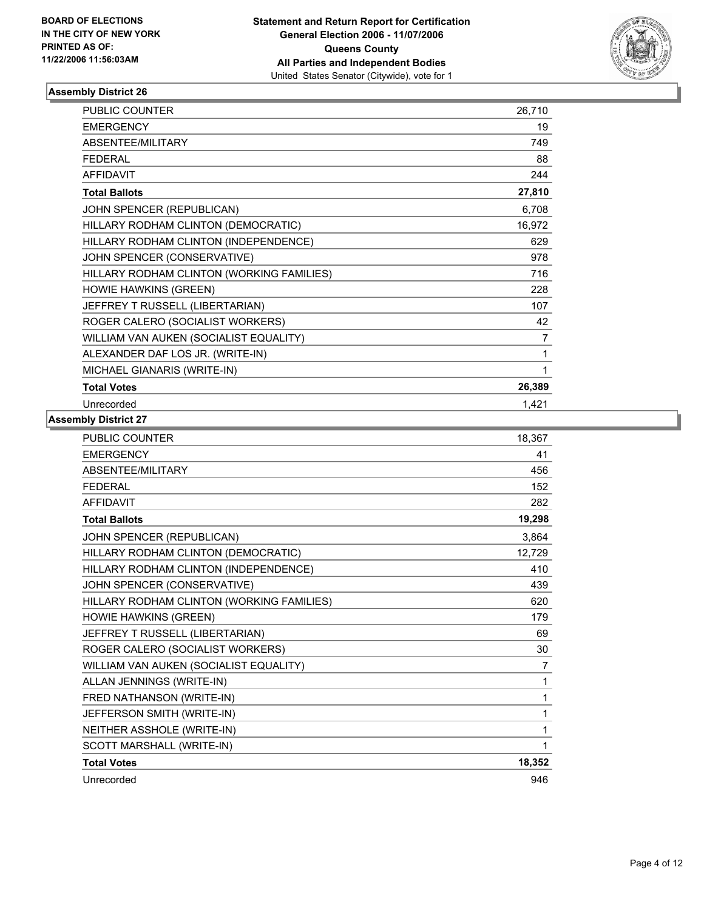**BOARD OF ELECTIONS IN THE CITY OF NEW YORK PRINTED AS OF: 11/22/2006 11:56:03AM**

**Statement and Return Report for Certification**
**General Election 2006 - 11/07/2006**
**Queens County**
**All Parties and Independent Bodies**
United States Senator (Citywide), vote for 1

### Assembly District 26

| | |
|---|---|
| PUBLIC COUNTER | 26,710 |
| EMERGENCY | 19 |
| ABSENTEE/MILITARY | 749 |
| FEDERAL | 88 |
| AFFIDAVIT | 244 |
| **Total Ballots** | **27,810** |
| JOHN SPENCER (REPUBLICAN) | 6,708 |
| HILLARY RODHAM CLINTON (DEMOCRATIC) | 16,972 |
| HILLARY RODHAM CLINTON (INDEPENDENCE) | 629 |
| JOHN SPENCER (CONSERVATIVE) | 978 |
| HILLARY RODHAM CLINTON (WORKING FAMILIES) | 716 |
| HOWIE HAWKINS (GREEN) | 228 |
| JEFFREY T RUSSELL (LIBERTARIAN) | 107 |
| ROGER CALERO (SOCIALIST WORKERS) | 42 |
| WILLIAM VAN AUKEN (SOCIALIST EQUALITY) | 7 |
| ALEXANDER DAF LOS JR. (WRITE-IN) | 1 |
| MICHAEL GIANARIS (WRITE-IN) | 1 |
| **Total Votes** | **26,389** |
| Unrecorded | 1,421 |

### Assembly District 27

| | |
|---|---|
| PUBLIC COUNTER | 18,367 |
| EMERGENCY | 41 |
| ABSENTEE/MILITARY | 456 |
| FEDERAL | 152 |
| AFFIDAVIT | 282 |
| **Total Ballots** | **19,298** |
| JOHN SPENCER (REPUBLICAN) | 3,864 |
| HILLARY RODHAM CLINTON (DEMOCRATIC) | 12,729 |
| HILLARY RODHAM CLINTON (INDEPENDENCE) | 410 |
| JOHN SPENCER (CONSERVATIVE) | 439 |
| HILLARY RODHAM CLINTON (WORKING FAMILIES) | 620 |
| HOWIE HAWKINS (GREEN) | 179 |
| JEFFREY T RUSSELL (LIBERTARIAN) | 69 |
| ROGER CALERO (SOCIALIST WORKERS) | 30 |
| WILLIAM VAN AUKEN (SOCIALIST EQUALITY) | 7 |
| ALLAN JENNINGS (WRITE-IN) | 1 |
| FRED NATHANSON (WRITE-IN) | 1 |
| JEFFERSON SMITH (WRITE-IN) | 1 |
| NEITHER ASSHOLE (WRITE-IN) | 1 |
| SCOTT MARSHALL (WRITE-IN) | 1 |
| **Total Votes** | **18,352** |
| Unrecorded | 946 |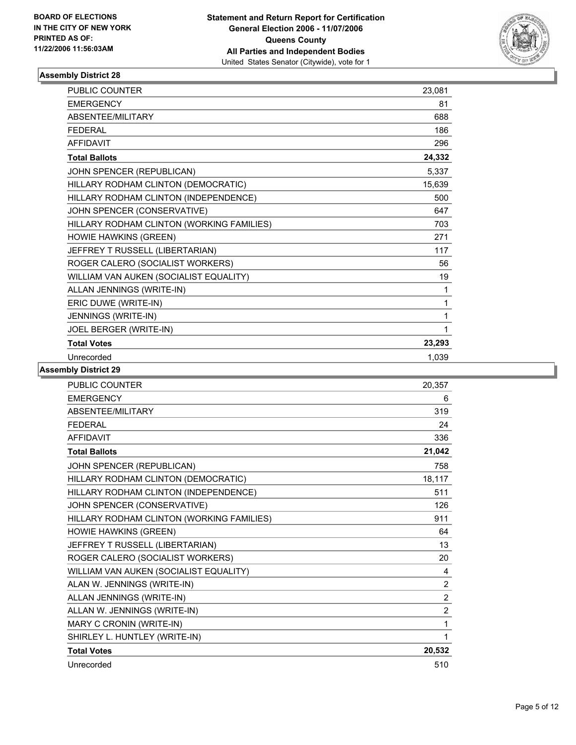BOARD OF ELECTIONS
IN THE CITY OF NEW YORK
PRINTED AS OF:
11/22/2006 11:56:03AM

**Statement and Return Report for Certification**
**General Election 2006 - 11/07/2006**
**Queens County**
**All Parties and Independent Bodies**
United States Senator (Citywide), vote for 1

### Assembly District 28

| | |
|---|---|
| PUBLIC COUNTER | 23,081 |
| EMERGENCY | 81 |
| ABSENTEE/MILITARY | 688 |
| FEDERAL | 186 |
| AFFIDAVIT | 296 |
| **Total Ballots** | **24,332** |
| JOHN SPENCER (REPUBLICAN) | 5,337 |
| HILLARY RODHAM CLINTON (DEMOCRATIC) | 15,639 |
| HILLARY RODHAM CLINTON (INDEPENDENCE) | 500 |
| JOHN SPENCER (CONSERVATIVE) | 647 |
| HILLARY RODHAM CLINTON (WORKING FAMILIES) | 703 |
| HOWIE HAWKINS (GREEN) | 271 |
| JEFFREY T RUSSELL (LIBERTARIAN) | 117 |
| ROGER CALERO (SOCIALIST WORKERS) | 56 |
| WILLIAM VAN AUKEN (SOCIALIST EQUALITY) | 19 |
| ALLAN JENNINGS (WRITE-IN) | 1 |
| ERIC DUWE (WRITE-IN) | 1 |
| JENNINGS (WRITE-IN) | 1 |
| JOEL BERGER (WRITE-IN) | 1 |
| **Total Votes** | **23,293** |
| Unrecorded | 1,039 |

### Assembly District 29

| | |
|---|---|
| PUBLIC COUNTER | 20,357 |
| EMERGENCY | 6 |
| ABSENTEE/MILITARY | 319 |
| FEDERAL | 24 |
| AFFIDAVIT | 336 |
| **Total Ballots** | **21,042** |
| JOHN SPENCER (REPUBLICAN) | 758 |
| HILLARY RODHAM CLINTON (DEMOCRATIC) | 18,117 |
| HILLARY RODHAM CLINTON (INDEPENDENCE) | 511 |
| JOHN SPENCER (CONSERVATIVE) | 126 |
| HILLARY RODHAM CLINTON (WORKING FAMILIES) | 911 |
| HOWIE HAWKINS (GREEN) | 64 |
| JEFFREY T RUSSELL (LIBERTARIAN) | 13 |
| ROGER CALERO (SOCIALIST WORKERS) | 20 |
| WILLIAM VAN AUKEN (SOCIALIST EQUALITY) | 4 |
| ALAN W. JENNINGS (WRITE-IN) | 2 |
| ALLAN JENNINGS (WRITE-IN) | 2 |
| ALLAN W. JENNINGS (WRITE-IN) | 2 |
| MARY C CRONIN (WRITE-IN) | 1 |
| SHIRLEY L. HUNTLEY (WRITE-IN) | 1 |
| **Total Votes** | **20,532** |
| Unrecorded | 510 |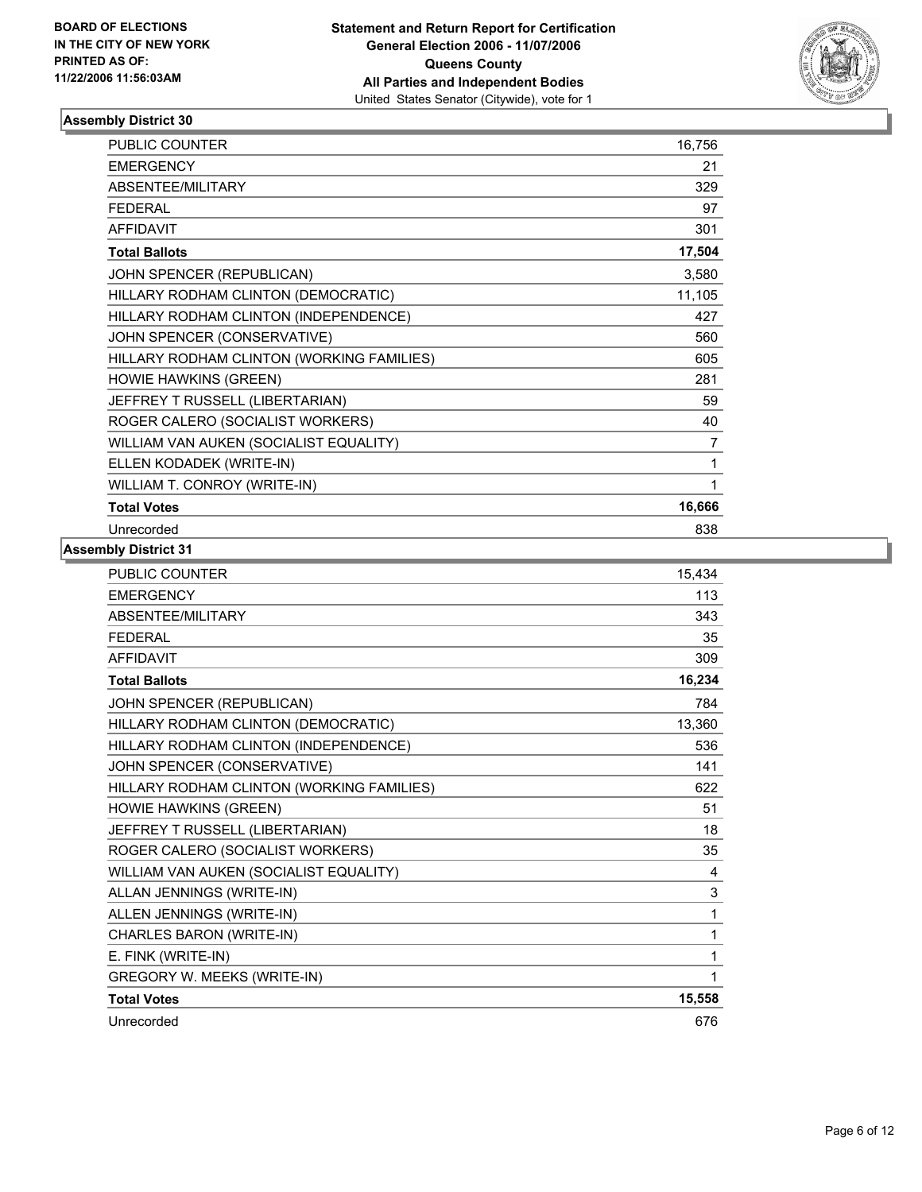**BOARD OF ELECTIONS IN THE CITY OF NEW YORK PRINTED AS OF: 11/22/2006 11:56:03AM**

**Statement and Return Report for Certification**
**General Election 2006 - 11/07/2006**
**Queens County**
**All Parties and Independent Bodies**
United States Senator (Citywide), vote for 1

## Assembly District 30

| | |
|---|---|
| PUBLIC COUNTER | 16,756 |
| EMERGENCY | 21 |
| ABSENTEE/MILITARY | 329 |
| FEDERAL | 97 |
| AFFIDAVIT | 301 |
| **Total Ballots** | **17,504** |
| JOHN SPENCER (REPUBLICAN) | 3,580 |
| HILLARY RODHAM CLINTON (DEMOCRATIC) | 11,105 |
| HILLARY RODHAM CLINTON (INDEPENDENCE) | 427 |
| JOHN SPENCER (CONSERVATIVE) | 560 |
| HILLARY RODHAM CLINTON (WORKING FAMILIES) | 605 |
| HOWIE HAWKINS (GREEN) | 281 |
| JEFFREY T RUSSELL (LIBERTARIAN) | 59 |
| ROGER CALERO (SOCIALIST WORKERS) | 40 |
| WILLIAM VAN AUKEN (SOCIALIST EQUALITY) | 7 |
| ELLEN KODADEK (WRITE-IN) | 1 |
| WILLIAM T. CONROY (WRITE-IN) | 1 |
| **Total Votes** | **16,666** |
| Unrecorded | 838 |

## Assembly District 31

| | |
|---|---|
| PUBLIC COUNTER | 15,434 |
| EMERGENCY | 113 |
| ABSENTEE/MILITARY | 343 |
| FEDERAL | 35 |
| AFFIDAVIT | 309 |
| **Total Ballots** | **16,234** |
| JOHN SPENCER (REPUBLICAN) | 784 |
| HILLARY RODHAM CLINTON (DEMOCRATIC) | 13,360 |
| HILLARY RODHAM CLINTON (INDEPENDENCE) | 536 |
| JOHN SPENCER (CONSERVATIVE) | 141 |
| HILLARY RODHAM CLINTON (WORKING FAMILIES) | 622 |
| HOWIE HAWKINS (GREEN) | 51 |
| JEFFREY T RUSSELL (LIBERTARIAN) | 18 |
| ROGER CALERO (SOCIALIST WORKERS) | 35 |
| WILLIAM VAN AUKEN (SOCIALIST EQUALITY) | 4 |
| ALLAN JENNINGS (WRITE-IN) | 3 |
| ALLEN JENNINGS (WRITE-IN) | 1 |
| CHARLES BARON (WRITE-IN) | 1 |
| E. FINK (WRITE-IN) | 1 |
| GREGORY W. MEEKS (WRITE-IN) | 1 |
| **Total Votes** | **15,558** |
| Unrecorded | 676 |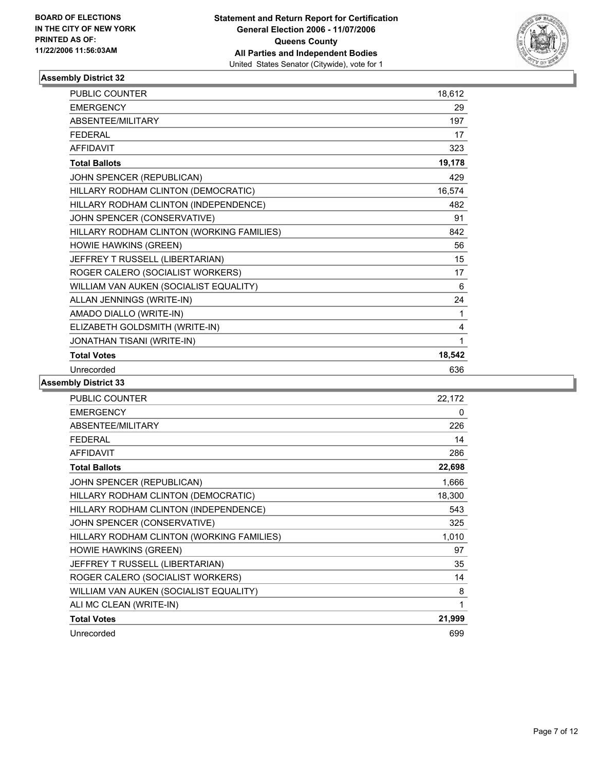**BOARD OF ELECTIONS IN THE CITY OF NEW YORK PRINTED AS OF: 11/22/2006 11:56:03AM**

**Statement and Return Report for Certification General Election 2006 - 11/07/2006 Queens County All Parties and Independent Bodies**
United States Senator (Citywide), vote for 1

## Assembly District 32

| | |
|---|---|
| PUBLIC COUNTER | 18,612 |
| EMERGENCY | 29 |
| ABSENTEE/MILITARY | 197 |
| FEDERAL | 17 |
| AFFIDAVIT | 323 |
| **Total Ballots** | **19,178** |
| JOHN SPENCER (REPUBLICAN) | 429 |
| HILLARY RODHAM CLINTON (DEMOCRATIC) | 16,574 |
| HILLARY RODHAM CLINTON (INDEPENDENCE) | 482 |
| JOHN SPENCER (CONSERVATIVE) | 91 |
| HILLARY RODHAM CLINTON (WORKING FAMILIES) | 842 |
| HOWIE HAWKINS (GREEN) | 56 |
| JEFFREY T RUSSELL (LIBERTARIAN) | 15 |
| ROGER CALERO (SOCIALIST WORKERS) | 17 |
| WILLIAM VAN AUKEN (SOCIALIST EQUALITY) | 6 |
| ALLAN JENNINGS (WRITE-IN) | 24 |
| AMADO DIALLO (WRITE-IN) | 1 |
| ELIZABETH GOLDSMITH (WRITE-IN) | 4 |
| JONATHAN TISANI (WRITE-IN) | 1 |
| **Total Votes** | **18,542** |
| Unrecorded | 636 |

## Assembly District 33

| | |
|---|---|
| PUBLIC COUNTER | 22,172 |
| EMERGENCY | 0 |
| ABSENTEE/MILITARY | 226 |
| FEDERAL | 14 |
| AFFIDAVIT | 286 |
| **Total Ballots** | **22,698** |
| JOHN SPENCER (REPUBLICAN) | 1,666 |
| HILLARY RODHAM CLINTON (DEMOCRATIC) | 18,300 |
| HILLARY RODHAM CLINTON (INDEPENDENCE) | 543 |
| JOHN SPENCER (CONSERVATIVE) | 325 |
| HILLARY RODHAM CLINTON (WORKING FAMILIES) | 1,010 |
| HOWIE HAWKINS (GREEN) | 97 |
| JEFFREY T RUSSELL (LIBERTARIAN) | 35 |
| ROGER CALERO (SOCIALIST WORKERS) | 14 |
| WILLIAM VAN AUKEN (SOCIALIST EQUALITY) | 8 |
| ALI MC CLEAN (WRITE-IN) | 1 |
| **Total Votes** | **21,999** |
| Unrecorded | 699 |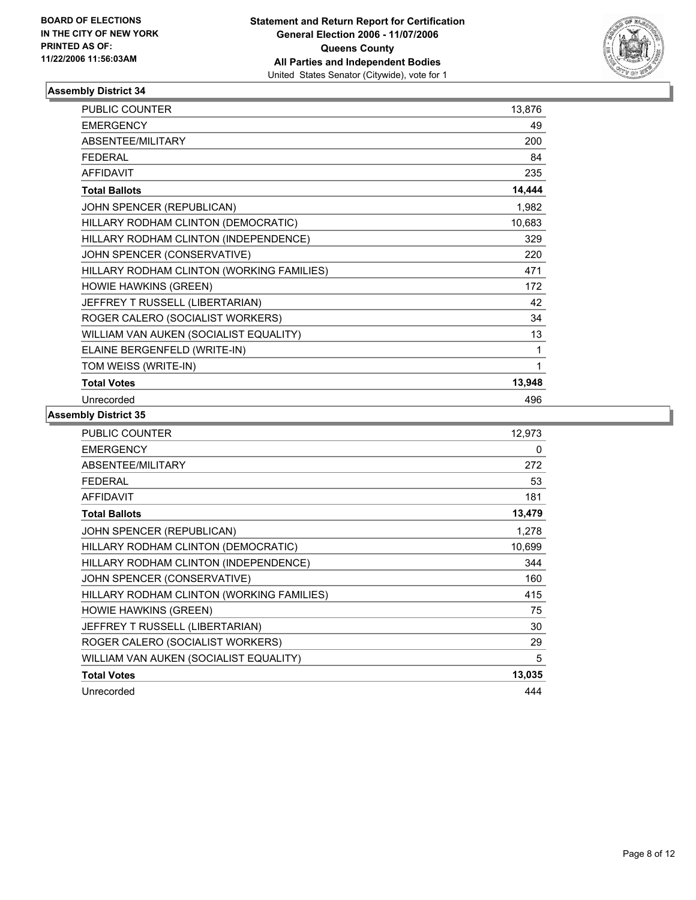**BOARD OF ELECTIONS IN THE CITY OF NEW YORK PRINTED AS OF: 11/22/2006 11:56:03AM**

**Statement and Return Report for Certification**
**General Election 2006 - 11/07/2006**
**Queens County**
**All Parties and Independent Bodies**
United States Senator (Citywide), vote for 1

## Assembly District 34

| | |
|---|---|
| PUBLIC COUNTER | 13,876 |
| EMERGENCY | 49 |
| ABSENTEE/MILITARY | 200 |
| FEDERAL | 84 |
| AFFIDAVIT | 235 |
| **Total Ballots** | **14,444** |
| JOHN SPENCER (REPUBLICAN) | 1,982 |
| HILLARY RODHAM CLINTON (DEMOCRATIC) | 10,683 |
| HILLARY RODHAM CLINTON (INDEPENDENCE) | 329 |
| JOHN SPENCER (CONSERVATIVE) | 220 |
| HILLARY RODHAM CLINTON (WORKING FAMILIES) | 471 |
| HOWIE HAWKINS (GREEN) | 172 |
| JEFFREY T RUSSELL (LIBERTARIAN) | 42 |
| ROGER CALERO (SOCIALIST WORKERS) | 34 |
| WILLIAM VAN AUKEN (SOCIALIST EQUALITY) | 13 |
| ELAINE BERGENFELD (WRITE-IN) | 1 |
| TOM WEISS (WRITE-IN) | 1 |
| **Total Votes** | **13,948** |
| Unrecorded | 496 |

## Assembly District 35

| | |
|---|---|
| PUBLIC COUNTER | 12,973 |
| EMERGENCY | 0 |
| ABSENTEE/MILITARY | 272 |
| FEDERAL | 53 |
| AFFIDAVIT | 181 |
| **Total Ballots** | **13,479** |
| JOHN SPENCER (REPUBLICAN) | 1,278 |
| HILLARY RODHAM CLINTON (DEMOCRATIC) | 10,699 |
| HILLARY RODHAM CLINTON (INDEPENDENCE) | 344 |
| JOHN SPENCER (CONSERVATIVE) | 160 |
| HILLARY RODHAM CLINTON (WORKING FAMILIES) | 415 |
| HOWIE HAWKINS (GREEN) | 75 |
| JEFFREY T RUSSELL (LIBERTARIAN) | 30 |
| ROGER CALERO (SOCIALIST WORKERS) | 29 |
| WILLIAM VAN AUKEN (SOCIALIST EQUALITY) | 5 |
| **Total Votes** | **13,035** |
| Unrecorded | 444 |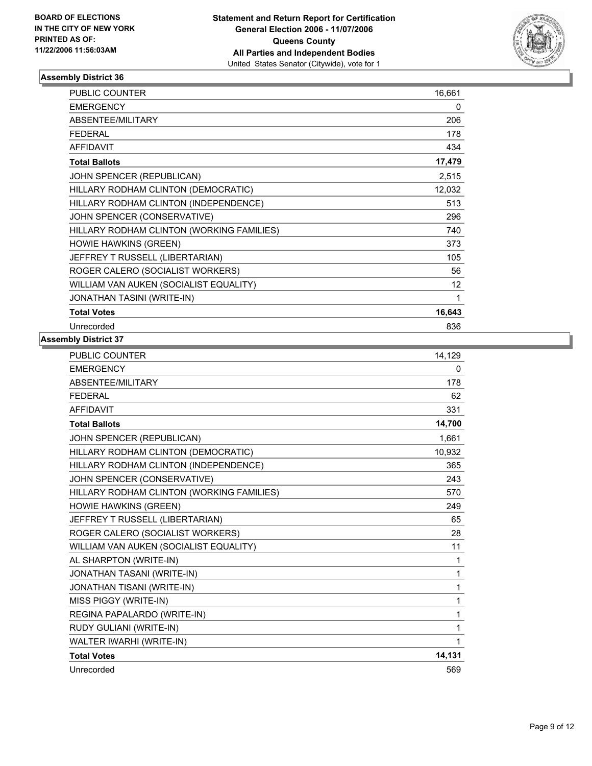**BOARD OF ELECTIONS**
**IN THE CITY OF NEW YORK**
**PRINTED AS OF:**
**11/22/2006 11:56:03AM**

**Statement and Return Report for Certification**
**General Election 2006 - 11/07/2006**
**Queens County**
**All Parties and Independent Bodies**
United States Senator (Citywide), vote for 1

### Assembly District 36

| | |
|---|---|
| PUBLIC COUNTER | 16,661 |
| EMERGENCY | 0 |
| ABSENTEE/MILITARY | 206 |
| FEDERAL | 178 |
| AFFIDAVIT | 434 |
| **Total Ballots** | **17,479** |
| JOHN SPENCER (REPUBLICAN) | 2,515 |
| HILLARY RODHAM CLINTON (DEMOCRATIC) | 12,032 |
| HILLARY RODHAM CLINTON (INDEPENDENCE) | 513 |
| JOHN SPENCER (CONSERVATIVE) | 296 |
| HILLARY RODHAM CLINTON (WORKING FAMILIES) | 740 |
| HOWIE HAWKINS (GREEN) | 373 |
| JEFFREY T RUSSELL (LIBERTARIAN) | 105 |
| ROGER CALERO (SOCIALIST WORKERS) | 56 |
| WILLIAM VAN AUKEN (SOCIALIST EQUALITY) | 12 |
| JONATHAN TASINI (WRITE-IN) | 1 |
| **Total Votes** | **16,643** |
| Unrecorded | 836 |

### Assembly District 37

| | |
|---|---|
| PUBLIC COUNTER | 14,129 |
| EMERGENCY | 0 |
| ABSENTEE/MILITARY | 178 |
| FEDERAL | 62 |
| AFFIDAVIT | 331 |
| **Total Ballots** | **14,700** |
| JOHN SPENCER (REPUBLICAN) | 1,661 |
| HILLARY RODHAM CLINTON (DEMOCRATIC) | 10,932 |
| HILLARY RODHAM CLINTON (INDEPENDENCE) | 365 |
| JOHN SPENCER (CONSERVATIVE) | 243 |
| HILLARY RODHAM CLINTON (WORKING FAMILIES) | 570 |
| HOWIE HAWKINS (GREEN) | 249 |
| JEFFREY T RUSSELL (LIBERTARIAN) | 65 |
| ROGER CALERO (SOCIALIST WORKERS) | 28 |
| WILLIAM VAN AUKEN (SOCIALIST EQUALITY) | 11 |
| AL SHARPTON (WRITE-IN) | 1 |
| JONATHAN TASANI (WRITE-IN) | 1 |
| JONATHAN TISANI (WRITE-IN) | 1 |
| MISS PIGGY (WRITE-IN) | 1 |
| REGINA PAPALARDO (WRITE-IN) | 1 |
| RUDY GULIANI (WRITE-IN) | 1 |
| WALTER IWARHI (WRITE-IN) | 1 |
| **Total Votes** | **14,131** |
| Unrecorded | 569 |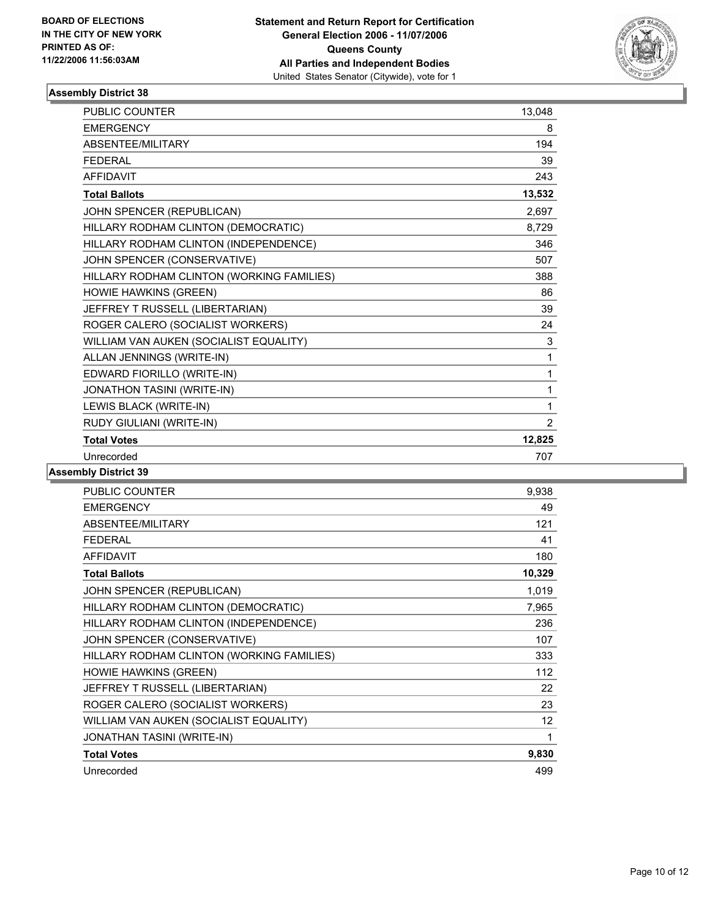BOARD OF ELECTIONS
IN THE CITY OF NEW YORK
PRINTED AS OF:
11/22/2006 11:56:03AM

**Statement and Return Report for Certification**
**General Election 2006 - 11/07/2006**
**Queens County**
**All Parties and Independent Bodies**
United States Senator (Citywide), vote for 1

### Assembly District 38

| | |
|---|---|
| PUBLIC COUNTER | 13,048 |
| EMERGENCY | 8 |
| ABSENTEE/MILITARY | 194 |
| FEDERAL | 39 |
| AFFIDAVIT | 243 |
| **Total Ballots** | **13,532** |
| JOHN SPENCER (REPUBLICAN) | 2,697 |
| HILLARY RODHAM CLINTON (DEMOCRATIC) | 8,729 |
| HILLARY RODHAM CLINTON (INDEPENDENCE) | 346 |
| JOHN SPENCER (CONSERVATIVE) | 507 |
| HILLARY RODHAM CLINTON (WORKING FAMILIES) | 388 |
| HOWIE HAWKINS (GREEN) | 86 |
| JEFFREY T RUSSELL (LIBERTARIAN) | 39 |
| ROGER CALERO (SOCIALIST WORKERS) | 24 |
| WILLIAM VAN AUKEN (SOCIALIST EQUALITY) | 3 |
| ALLAN JENNINGS (WRITE-IN) | 1 |
| EDWARD FIORILLO (WRITE-IN) | 1 |
| JONATHON TASINI (WRITE-IN) | 1 |
| LEWIS BLACK (WRITE-IN) | 1 |
| RUDY GIULIANI (WRITE-IN) | 2 |
| **Total Votes** | **12,825** |
| Unrecorded | 707 |

### Assembly District 39

| | |
|---|---|
| PUBLIC COUNTER | 9,938 |
| EMERGENCY | 49 |
| ABSENTEE/MILITARY | 121 |
| FEDERAL | 41 |
| AFFIDAVIT | 180 |
| **Total Ballots** | **10,329** |
| JOHN SPENCER (REPUBLICAN) | 1,019 |
| HILLARY RODHAM CLINTON (DEMOCRATIC) | 7,965 |
| HILLARY RODHAM CLINTON (INDEPENDENCE) | 236 |
| JOHN SPENCER (CONSERVATIVE) | 107 |
| HILLARY RODHAM CLINTON (WORKING FAMILIES) | 333 |
| HOWIE HAWKINS (GREEN) | 112 |
| JEFFREY T RUSSELL (LIBERTARIAN) | 22 |
| ROGER CALERO (SOCIALIST WORKERS) | 23 |
| WILLIAM VAN AUKEN (SOCIALIST EQUALITY) | 12 |
| JONATHAN TASINI (WRITE-IN) | 1 |
| **Total Votes** | **9,830** |
| Unrecorded | 499 |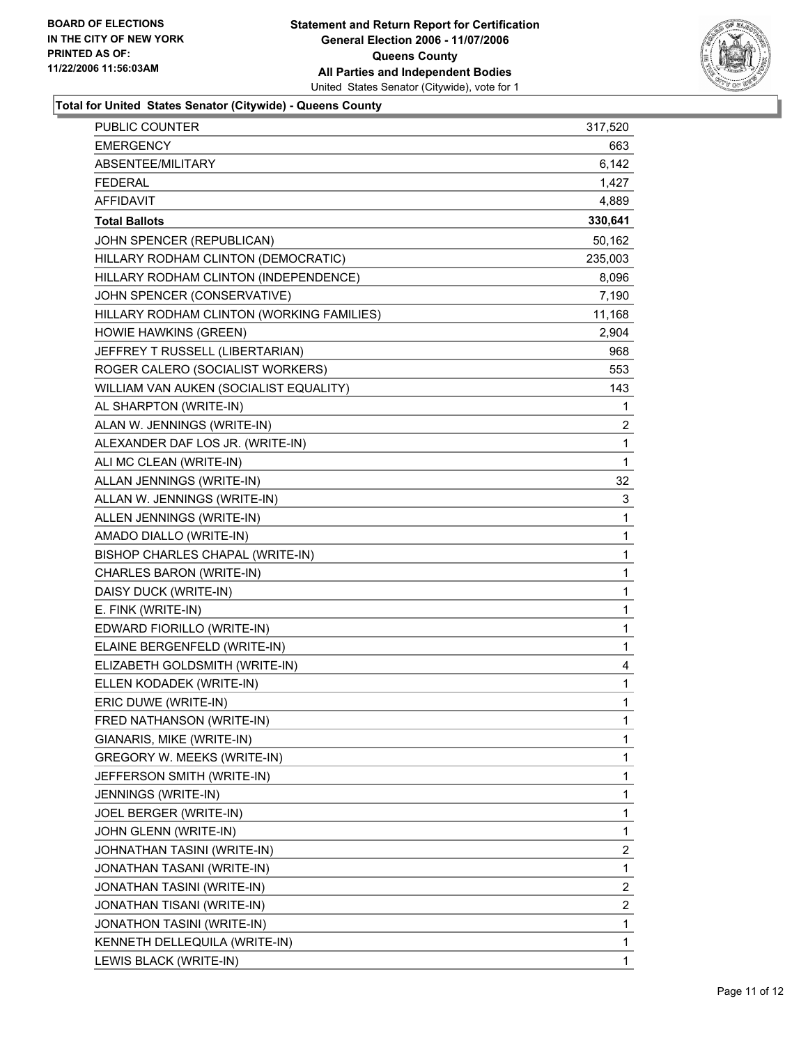**BOARD OF ELECTIONS IN THE CITY OF NEW YORK PRINTED AS OF: 11/22/2006 11:56:03AM**

# Statement and Return Report for Certification
## General Election 2006 - 11/07/2006
## Queens County
## All Parties and Independent Bodies
United States Senator (Citywide), vote for 1

### Total for United States Senator (Citywide) - Queens County

| | |
|---|---|
| PUBLIC COUNTER | 317,520 |
| EMERGENCY | 663 |
| ABSENTEE/MILITARY | 6,142 |
| FEDERAL | 1,427 |
| AFFIDAVIT | 4,889 |
| **Total Ballots** | **330,641** |
| JOHN SPENCER (REPUBLICAN) | 50,162 |
| HILLARY RODHAM CLINTON (DEMOCRATIC) | 235,003 |
| HILLARY RODHAM CLINTON (INDEPENDENCE) | 8,096 |
| JOHN SPENCER (CONSERVATIVE) | 7,190 |
| HILLARY RODHAM CLINTON (WORKING FAMILIES) | 11,168 |
| HOWIE HAWKINS (GREEN) | 2,904 |
| JEFFREY T RUSSELL (LIBERTARIAN) | 968 |
| ROGER CALERO (SOCIALIST WORKERS) | 553 |
| WILLIAM VAN AUKEN (SOCIALIST EQUALITY) | 143 |
| AL SHARPTON (WRITE-IN) | 1 |
| ALAN W. JENNINGS (WRITE-IN) | 2 |
| ALEXANDER DAF LOS JR. (WRITE-IN) | 1 |
| ALI MC CLEAN (WRITE-IN) | 1 |
| ALLAN JENNINGS (WRITE-IN) | 32 |
| ALLAN W. JENNINGS (WRITE-IN) | 3 |
| ALLEN JENNINGS (WRITE-IN) | 1 |
| AMADO DIALLO (WRITE-IN) | 1 |
| BISHOP CHARLES CHAPAL (WRITE-IN) | 1 |
| CHARLES BARON (WRITE-IN) | 1 |
| DAISY DUCK (WRITE-IN) | 1 |
| E. FINK (WRITE-IN) | 1 |
| EDWARD FIORILLO (WRITE-IN) | 1 |
| ELAINE BERGENFELD (WRITE-IN) | 1 |
| ELIZABETH GOLDSMITH (WRITE-IN) | 4 |
| ELLEN KODADEK (WRITE-IN) | 1 |
| ERIC DUWE (WRITE-IN) | 1 |
| FRED NATHANSON (WRITE-IN) | 1 |
| GIANARIS, MIKE (WRITE-IN) | 1 |
| GREGORY W. MEEKS (WRITE-IN) | 1 |
| JEFFERSON SMITH (WRITE-IN) | 1 |
| JENNINGS (WRITE-IN) | 1 |
| JOEL BERGER (WRITE-IN) | 1 |
| JOHN GLENN (WRITE-IN) | 1 |
| JOHNATHAN TASINI (WRITE-IN) | 2 |
| JONATHAN TASANI (WRITE-IN) | 1 |
| JONATHAN TASINI (WRITE-IN) | 2 |
| JONATHAN TISANI (WRITE-IN) | 2 |
| JONATHON TASINI (WRITE-IN) | 1 |
| KENNETH DELLEQUILA (WRITE-IN) | 1 |
| LEWIS BLACK (WRITE-IN) | 1 |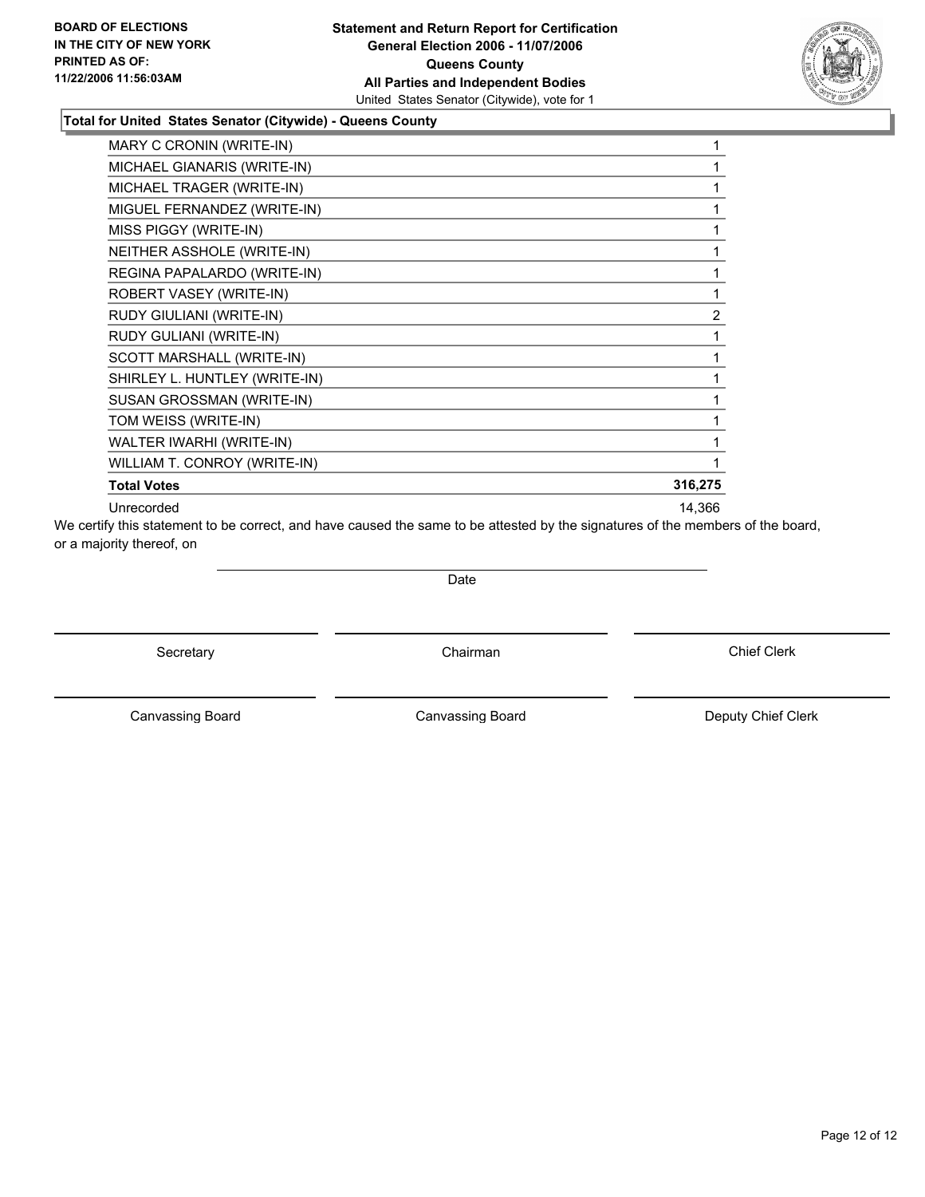**BOARD OF ELECTIONS IN THE CITY OF NEW YORK PRINTED AS OF: 11/22/2006 11:56:03AM**

**Statement and Return Report for Certification**
**General Election 2006 - 11/07/2006**
**Queens County**
**All Parties and Independent Bodies**
United States Senator (Citywide), vote for 1

**Total for United States Senator (Citywide) - Queens County**

| | |
|---|---|
| MARY C CRONIN (WRITE-IN) | 1 |
| MICHAEL GIANARIS (WRITE-IN) | 1 |
| MICHAEL TRAGER (WRITE-IN) | 1 |
| MIGUEL FERNANDEZ (WRITE-IN) | 1 |
| MISS PIGGY (WRITE-IN) | 1 |
| NEITHER ASSHOLE (WRITE-IN) | 1 |
| REGINA PAPALARDO (WRITE-IN) | 1 |
| ROBERT VASEY (WRITE-IN) | 1 |
| RUDY GIULIANI (WRITE-IN) | 2 |
| RUDY GULIANI (WRITE-IN) | 1 |
| SCOTT MARSHALL (WRITE-IN) | 1 |
| SHIRLEY L. HUNTLEY (WRITE-IN) | 1 |
| SUSAN GROSSMAN (WRITE-IN) | 1 |
| TOM WEISS (WRITE-IN) | 1 |
| WALTER IWARHI (WRITE-IN) | 1 |
| WILLIAM T. CONROY (WRITE-IN) | 1 |
| **Total Votes** | **316,275** |
| Unrecorded | 14,366 |

We certify this statement to be correct, and have caused the same to be attested by the signatures of the members of the board, or a majority thereof, on

Date

Secretary

Chairman

Chief Clerk

Canvassing Board

Canvassing Board

Deputy Chief Clerk